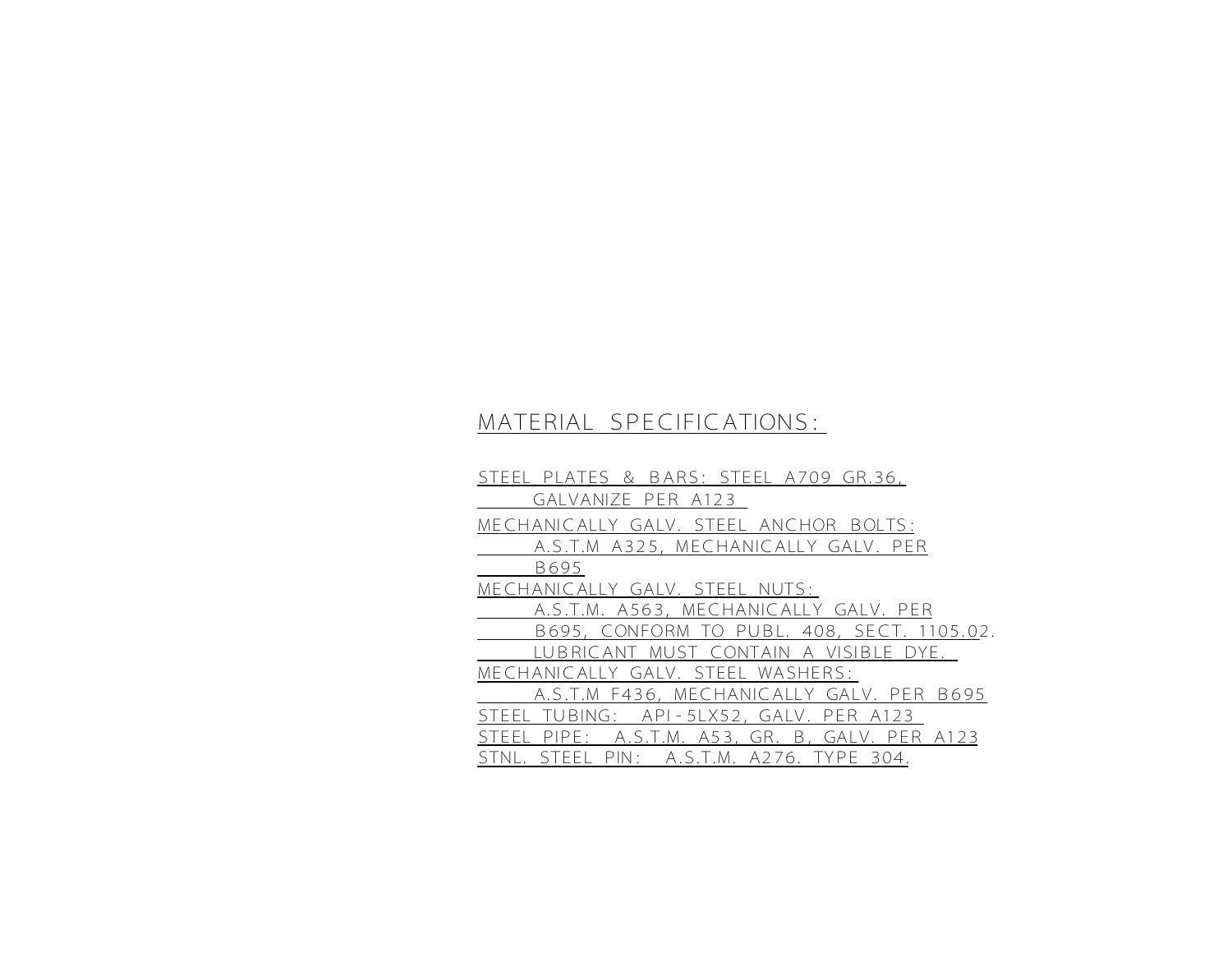## MATERIAL SPECIFICATIONS:

STEEL PLATES & BARS: STEEL A709 GR.36,
GALVANIZE PER A123

MECHANICALLY GALV. STEEL ANCHOR BOLTS:
A.S.T.M A325, MECHANICALLY GALV. PER
B695

MECHANICALLY GALV. STEEL NUTS:
A.S.T.M. A563, MECHANICALLY GALV. PER
B695, CONFORM TO PUBL. 408, SECT. 1105.02.
LUBRICANT MUST CONTAIN A VISIBLE DYE.

MECHANICALLY GALV. STEEL WASHERS:
A.S.T.M F436, MECHANICALLY GALV. PER B695

STEEL TUBING: API-5LX52, GALV. PER A123

STEEL PIPE: A.S.T.M. A53, GR. B, GALV. PER A123

STNL. STEEL PIN: A.S.T.M. A276. TYPE 304.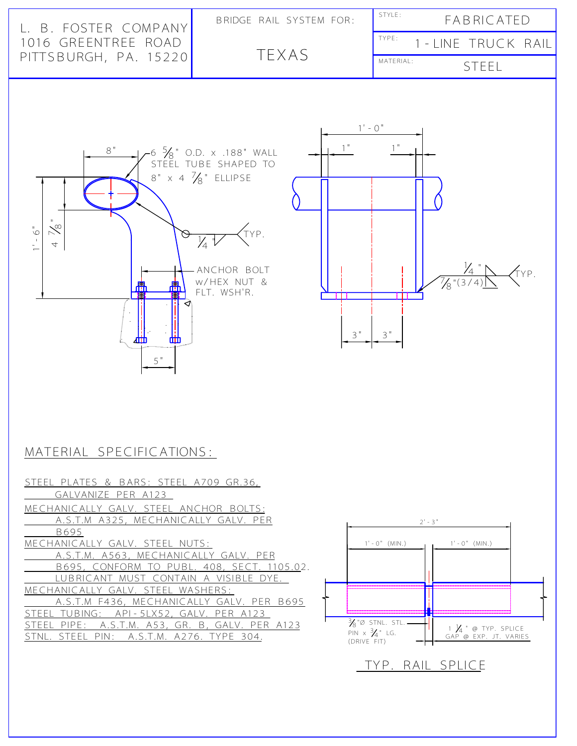L. B. FOSTER COMPANY
1016 GREENTREE ROAD
PITTSBURGH, PA. 15220

BRIDGE RAIL SYSTEM FOR:

TEXAS

| | |
|---|---|
| STYLE: | FABRICATED |
| TYPE: | 1-LINE TRUCK RAIL |
| MATERIAL: | STEEL |

8"

6 5/8" O.D. x .188" WALL STEEL TUBE SHAPED TO 8" x 4 7/8" ELLIPSE

1'-6"

4 7/8"

1/4" TYP.

ANCHOR BOLT w/HEX NUT & FLT. WSH'R.

5"

1'-0"

1"

1"

1/4" 7/8"(3/4) TYP.

3"

3"

## MATERIAL SPECIFICATIONS:

STEEL PLATES & BARS: STEEL A709 GR.36, GALVANIZE PER A123

MECHANICALLY GALV. STEEL ANCHOR BOLTS: A.S.T.M A325, MECHANICALLY GALV. PER B695

MECHANICALLY GALV. STEEL NUTS: A.S.T.M. A563, MECHANICALLY GALV. PER B695, CONFORM TO PUBL. 408, SECT. 1105.02. LUBRICANT MUST CONTAIN A VISIBLE DYE.

MECHANICALLY GALV. STEEL WASHERS: A.S.T.M F436, MECHANICALLY GALV. PER B695

STEEL TUBING: API-5LX52, GALV. PER A123

STEEL PIPE: A.S.T.M. A53, GR. B, GALV. PER A123

STNL. STEEL PIN: A.S.T.M. A276. TYPE 304.

2'-3"

1'-0" (MIN.)

1'-0" (MIN.)

3/8"Ø STNL. STL. PIN x 3/4" LG. (DRIVE FIT)

1 1/4" @ TYP. SPLICE GAP @ EXP. JT. VARIES

TYP. RAIL SPLICE